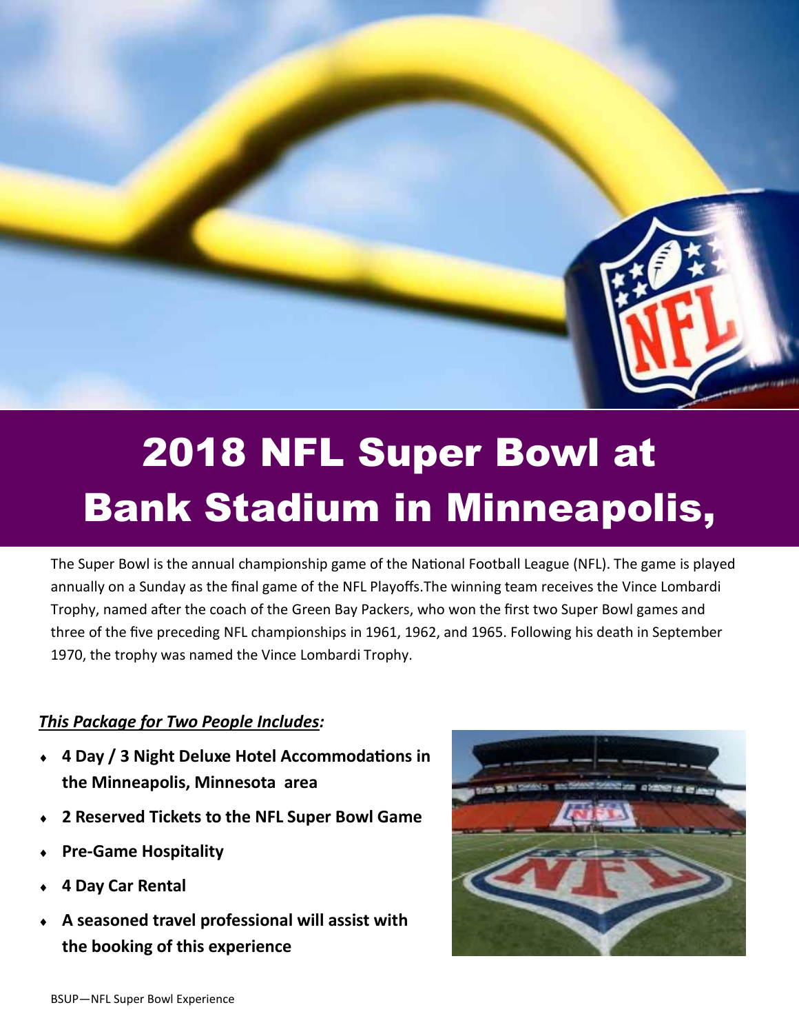# 2018 NFL Super Bowl at Bank Stadium in Minneapolis,

The Super Bowl is the annual championship game of the National Football League (NFL). The game is played annually on a Sunday as the final game of the NFL Playoffs.The winning team receives the Vince Lombardi Trophy, named after the coach of the Green Bay Packers, who won the first two Super Bowl games and three of the five preceding NFL championships in 1961, 1962, and 1965. Following his death in September 1970, the trophy was named the Vince Lombardi Trophy.

***This Package for Two People Includes:***

- **4 Day / 3 Night Deluxe Hotel Accommodations in the Minneapolis, Minnesota area**
- **2 Reserved Tickets to the NFL Super Bowl Game**
- **Pre-Game Hospitality**
- **4 Day Car Rental**
- **A seasoned travel professional will assist with the booking of this experience**

BSUP—NFL Super Bowl Experience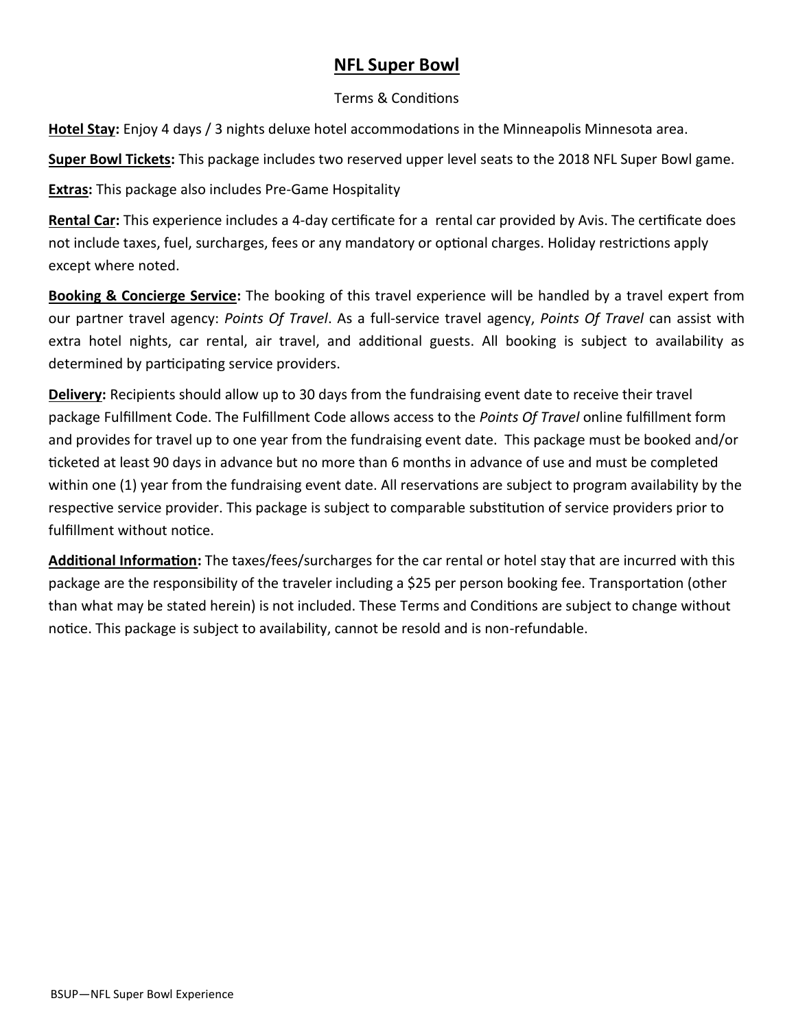# NFL Super Bowl

Terms & Conditions

**Hotel Stay:** Enjoy 4 days / 3 nights deluxe hotel accommodations in the Minneapolis Minnesota area.

**Super Bowl Tickets:** This package includes two reserved upper level seats to the 2018 NFL Super Bowl game.

**Extras:** This package also includes Pre-Game Hospitality

**Rental Car:** This experience includes a 4-day certificate for a rental car provided by Avis. The certificate does not include taxes, fuel, surcharges, fees or any mandatory or optional charges. Holiday restrictions apply except where noted.

**Booking & Concierge Service:** The booking of this travel experience will be handled by a travel expert from our partner travel agency: *Points Of Travel*. As a full-service travel agency, *Points Of Travel* can assist with extra hotel nights, car rental, air travel, and additional guests. All booking is subject to availability as determined by participating service providers.

**Delivery:** Recipients should allow up to 30 days from the fundraising event date to receive their travel package Fulfillment Code. The Fulfillment Code allows access to the *Points Of Travel* online fulfillment form and provides for travel up to one year from the fundraising event date. This package must be booked and/or ticketed at least 90 days in advance but no more than 6 months in advance of use and must be completed within one (1) year from the fundraising event date. All reservations are subject to program availability by the respective service provider. This package is subject to comparable substitution of service providers prior to fulfillment without notice.

**Additional Information:** The taxes/fees/surcharges for the car rental or hotel stay that are incurred with this package are the responsibility of the traveler including a $25 per person booking fee. Transportation (other than what may be stated herein) is not included. These Terms and Conditions are subject to change without notice. This package is subject to availability, cannot be resold and is non-refundable.